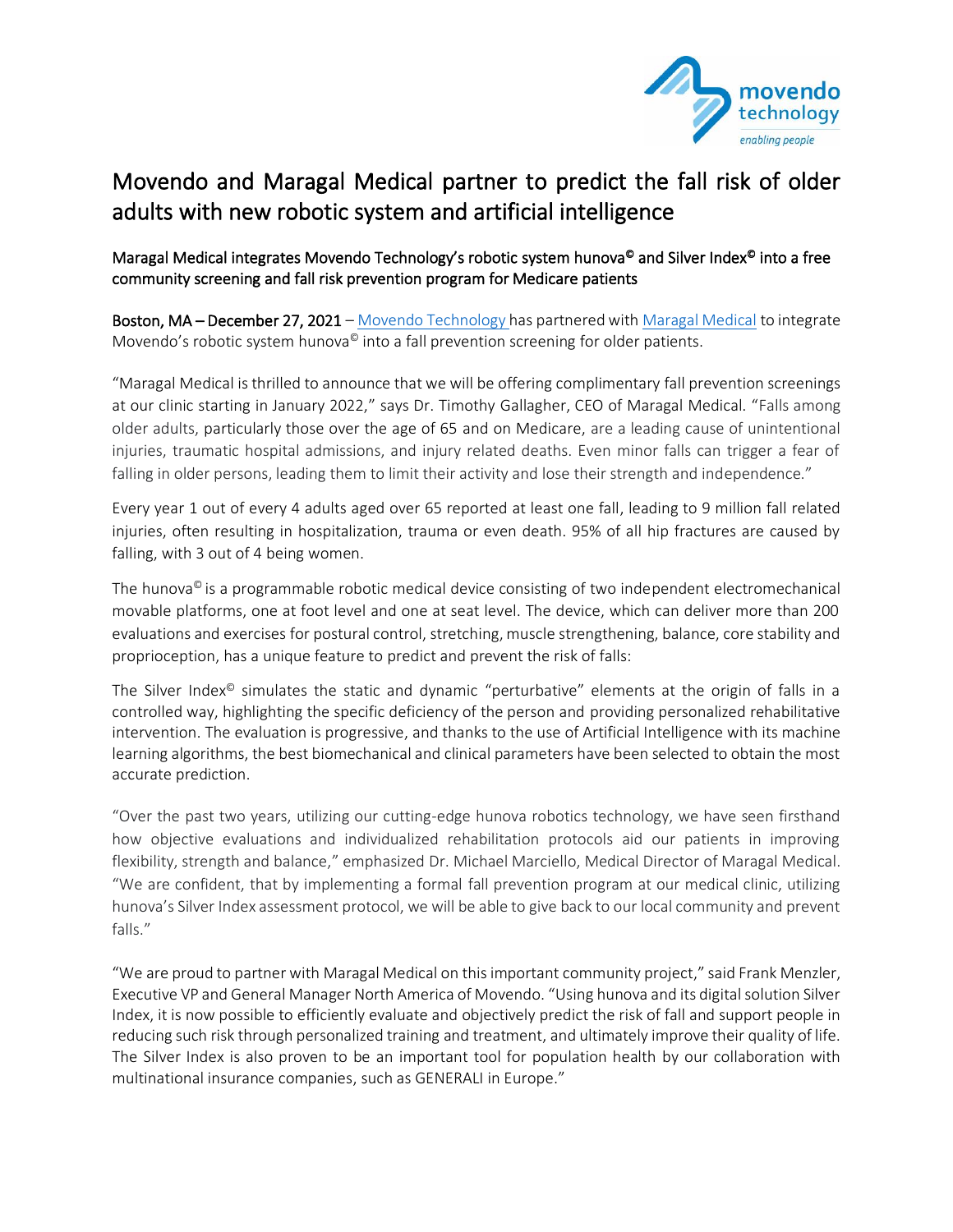# Movendo and Maragal Medical partner to predict the fall risk of older adults with new robotic system and artificial intelligence

## Maragal Medical integrates Movendo Technology's robotic system hunova© and Silver Index© into a free community screening and fall risk prevention program for Medicare patients

**Boston, MA – December 27, 2021** – Movendo Technology has partnered with Maragal Medical to integrate Movendo's robotic system hunova© into a fall prevention screening for older patients.

"Maragal Medical is thrilled to announce that we will be offering complimentary fall prevention screenings at our clinic starting in January 2022," says Dr. Timothy Gallagher, CEO of Maragal Medical. "Falls among older adults, particularly those over the age of 65 and on Medicare, are a leading cause of unintentional injuries, traumatic hospital admissions, and injury related deaths. Even minor falls can trigger a fear of falling in older persons, leading them to limit their activity and lose their strength and independence."

Every year 1 out of every 4 adults aged over 65 reported at least one fall, leading to 9 million fall related injuries, often resulting in hospitalization, trauma or even death. 95% of all hip fractures are caused by falling, with 3 out of 4 being women.

The hunova© is a programmable robotic medical device consisting of two independent electromechanical movable platforms, one at foot level and one at seat level. The device, which can deliver more than 200 evaluations and exercises for postural control, stretching, muscle strengthening, balance, core stability and proprioception, has a unique feature to predict and prevent the risk of falls:

The Silver Index© simulates the static and dynamic "perturbative" elements at the origin of falls in a controlled way, highlighting the specific deficiency of the person and providing personalized rehabilitative intervention. The evaluation is progressive, and thanks to the use of Artificial Intelligence with its machine learning algorithms, the best biomechanical and clinical parameters have been selected to obtain the most accurate prediction.

"Over the past two years, utilizing our cutting-edge hunova robotics technology, we have seen firsthand how objective evaluations and individualized rehabilitation protocols aid our patients in improving flexibility, strength and balance," emphasized Dr. Michael Marciello, Medical Director of Maragal Medical. "We are confident, that by implementing a formal fall prevention program at our medical clinic, utilizing hunova's Silver Index assessment protocol, we will be able to give back to our local community and prevent falls."

"We are proud to partner with Maragal Medical on this important community project," said Frank Menzler, Executive VP and General Manager North America of Movendo. "Using hunova and its digital solution Silver Index, it is now possible to efficiently evaluate and objectively predict the risk of fall and support people in reducing such risk through personalized training and treatment, and ultimately improve their quality of life. The Silver Index is also proven to be an important tool for population health by our collaboration with multinational insurance companies, such as GENERALI in Europe."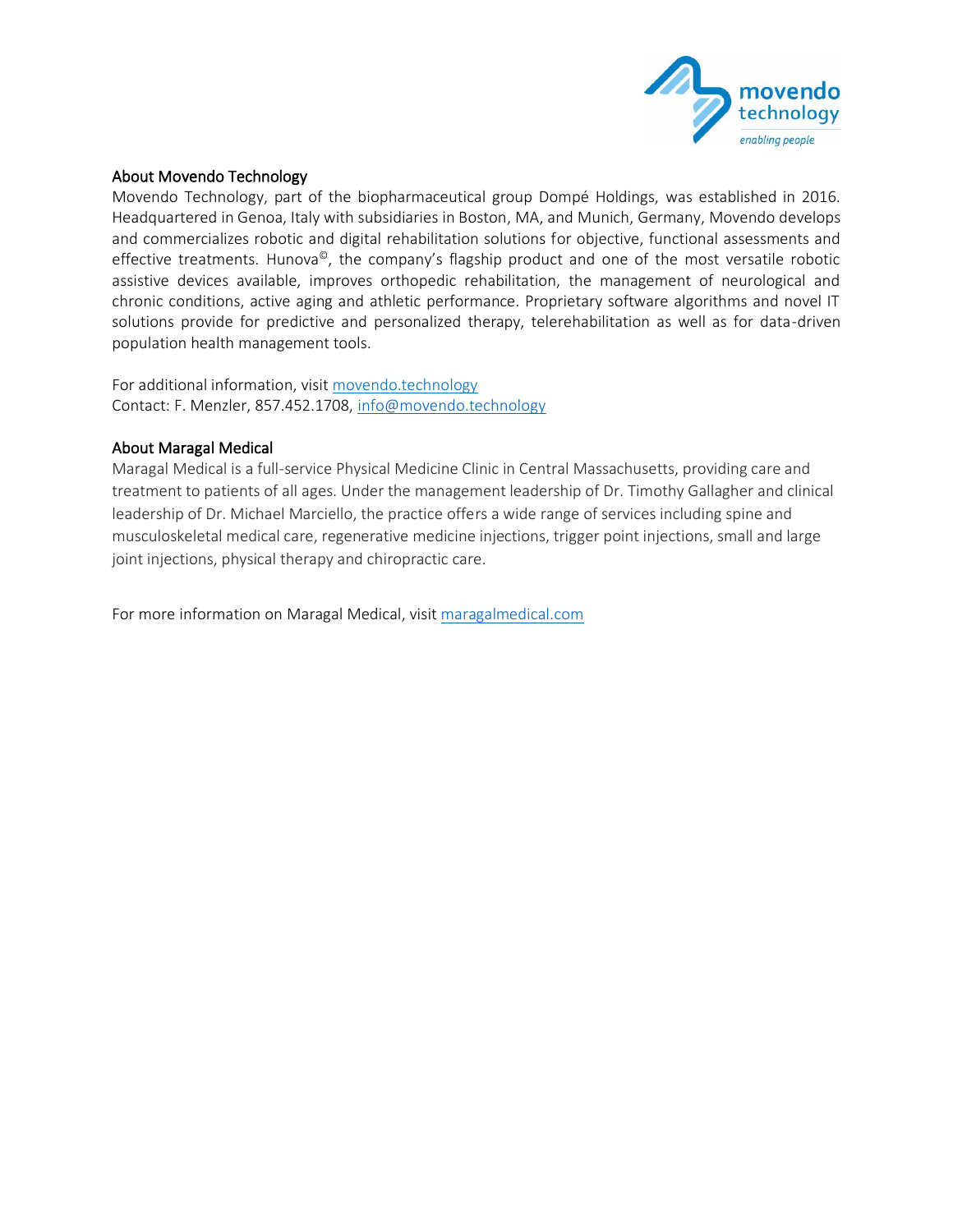## About Movendo Technology

Movendo Technology, part of the biopharmaceutical group Dompé Holdings, was established in 2016. Headquartered in Genoa, Italy with subsidiaries in Boston, MA, and Munich, Germany, Movendo develops and commercializes robotic and digital rehabilitation solutions for objective, functional assessments and effective treatments. Hunova©, the company's flagship product and one of the most versatile robotic assistive devices available, improves orthopedic rehabilitation, the management of neurological and chronic conditions, active aging and athletic performance. Proprietary software algorithms and novel IT solutions provide for predictive and personalized therapy, telerehabilitation as well as for data-driven population health management tools.

For additional information, visit [movendo.technology](movendo.technology)
Contact: F. Menzler, 857.452.1708, [info@movendo.technology](mailto:info@movendo.technology)

## About Maragal Medical

Maragal Medical is a full-service Physical Medicine Clinic in Central Massachusetts, providing care and treatment to patients of all ages. Under the management leadership of Dr. Timothy Gallagher and clinical leadership of Dr. Michael Marciello, the practice offers a wide range of services including spine and musculoskeletal medical care, regenerative medicine injections, trigger point injections, small and large joint injections, physical therapy and chiropractic care.

For more information on Maragal Medical, visit [maragalmedical.com](maragalmedical.com)